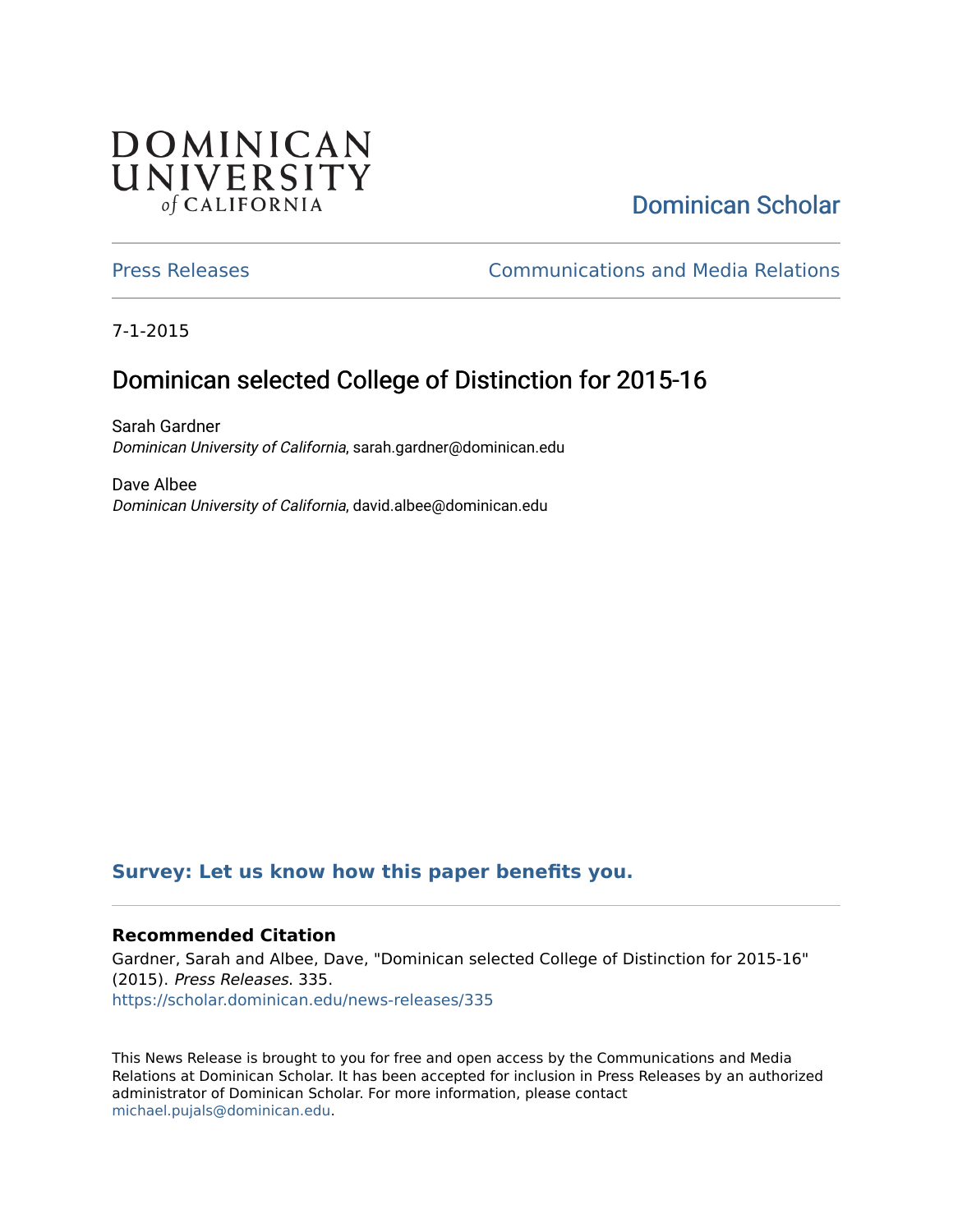DOMINICAN UNIVERSITY *of* CALIFORNIA

Dominican Scholar

Press Releases

Communications and Media Relations

7-1-2015

# Dominican selected College of Distinction for 2015-16

Sarah Gardner
*Dominican University of California*, sarah.gardner@dominican.edu

Dave Albee
*Dominican University of California*, david.albee@dominican.edu

**Survey: Let us know how this paper benefits you.**

### Recommended Citation

Gardner, Sarah and Albee, Dave, "Dominican selected College of Distinction for 2015-16" (2015). *Press Releases*. 335.
https://scholar.dominican.edu/news-releases/335

This News Release is brought to you for free and open access by the Communications and Media Relations at Dominican Scholar. It has been accepted for inclusion in Press Releases by an authorized administrator of Dominican Scholar. For more information, please contact michael.pujals@dominican.edu.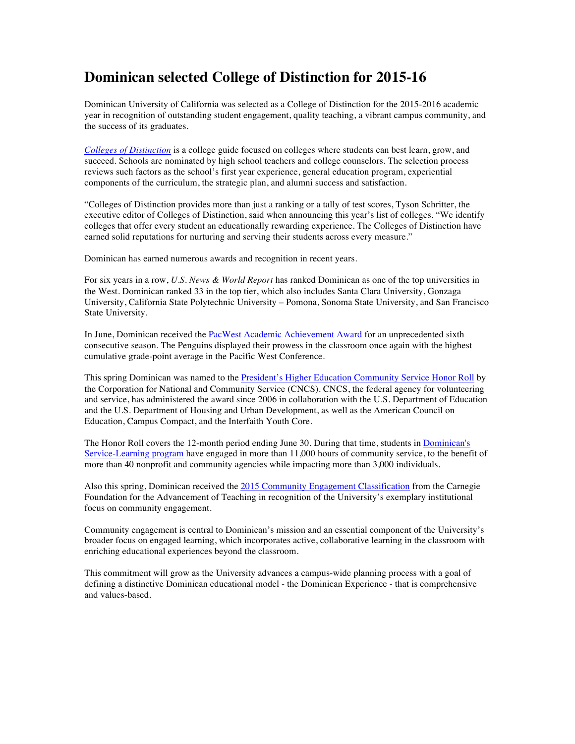# Dominican selected College of Distinction for 2015-16

Dominican University of California was selected as a College of Distinction for the 2015-2016 academic year in recognition of outstanding student engagement, quality teaching, a vibrant campus community, and the success of its graduates.

*Colleges of Distinction* is a college guide focused on colleges where students can best learn, grow, and succeed. Schools are nominated by high school teachers and college counselors. The selection process reviews such factors as the school's first year experience, general education program, experiential components of the curriculum, the strategic plan, and alumni success and satisfaction.

"Colleges of Distinction provides more than just a ranking or a tally of test scores, Tyson Schritter, the executive editor of Colleges of Distinction, said when announcing this year's list of colleges. "We identify colleges that offer every student an educationally rewarding experience. The Colleges of Distinction have earned solid reputations for nurturing and serving their students across every measure."

Dominican has earned numerous awards and recognition in recent years.

For six years in a row, *U.S. News & World Report* has ranked Dominican as one of the top universities in the West. Dominican ranked 33 in the top tier, which also includes Santa Clara University, Gonzaga University, California State Polytechnic University – Pomona, Sonoma State University, and San Francisco State University.

In June, Dominican received the PacWest Academic Achievement Award for an unprecedented sixth consecutive season. The Penguins displayed their prowess in the classroom once again with the highest cumulative grade-point average in the Pacific West Conference.

This spring Dominican was named to the President's Higher Education Community Service Honor Roll by the Corporation for National and Community Service (CNCS). CNCS, the federal agency for volunteering and service, has administered the award since 2006 in collaboration with the U.S. Department of Education and the U.S. Department of Housing and Urban Development, as well as the American Council on Education, Campus Compact, and the Interfaith Youth Core.

The Honor Roll covers the 12-month period ending June 30. During that time, students in Dominican's Service-Learning program have engaged in more than 11,000 hours of community service, to the benefit of more than 40 nonprofit and community agencies while impacting more than 3,000 individuals.

Also this spring, Dominican received the 2015 Community Engagement Classification from the Carnegie Foundation for the Advancement of Teaching in recognition of the University's exemplary institutional focus on community engagement.

Community engagement is central to Dominican's mission and an essential component of the University's broader focus on engaged learning, which incorporates active, collaborative learning in the classroom with enriching educational experiences beyond the classroom.

This commitment will grow as the University advances a campus-wide planning process with a goal of defining a distinctive Dominican educational model - the Dominican Experience - that is comprehensive and values-based.